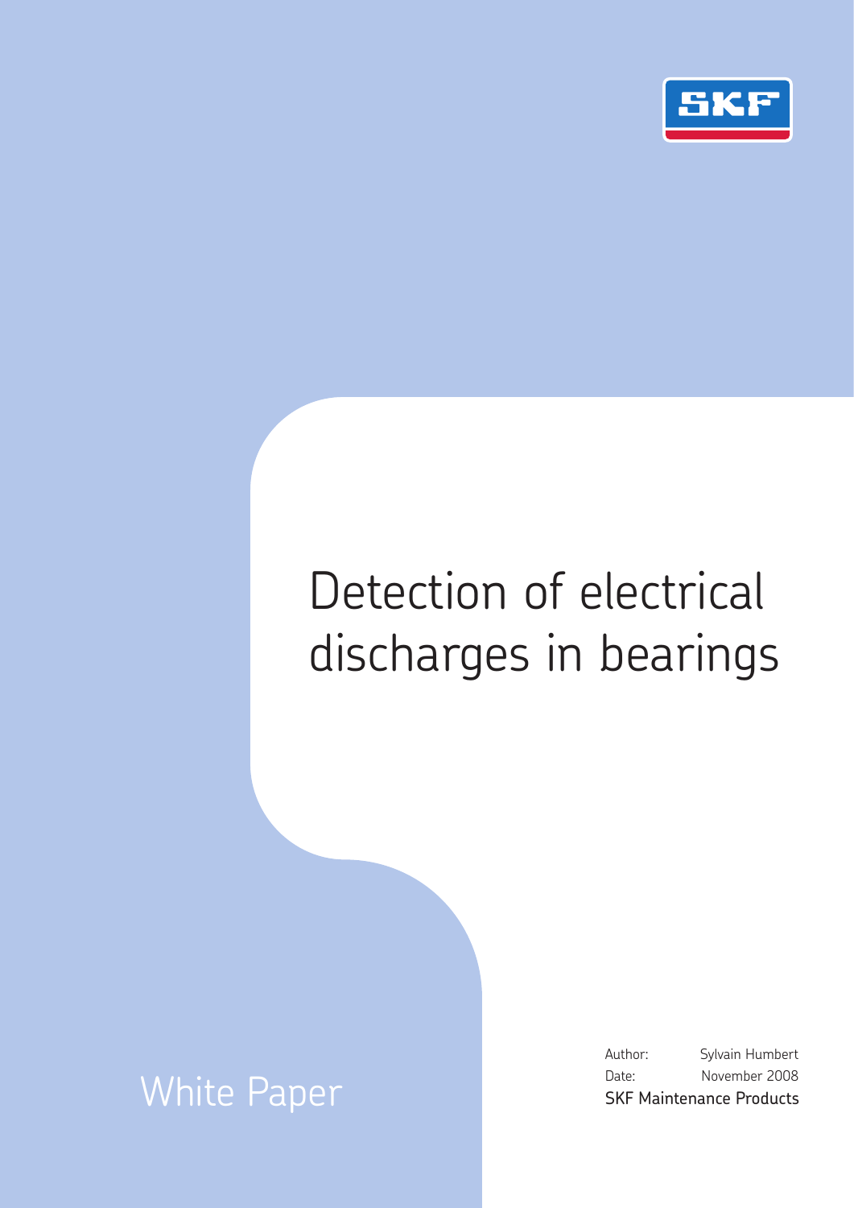SKF

# Detection of electrical discharges in bearings

White Paper

Author: Sylvain Humbert

Date: November 2008

SKF Maintenance Products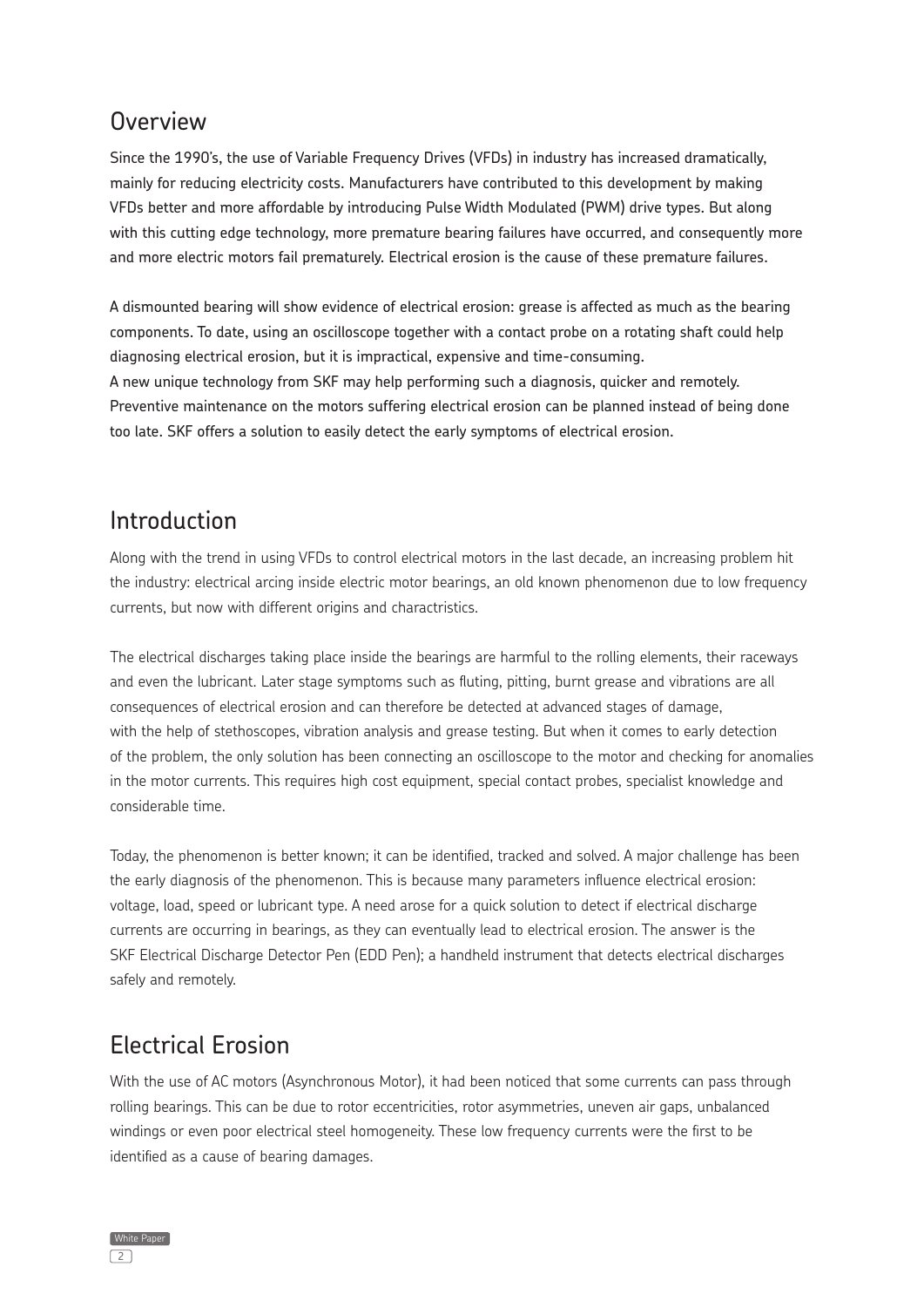## Overview

Since the 1990's, the use of Variable Frequency Drives (VFDs) in industry has increased dramatically, mainly for reducing electricity costs. Manufacturers have contributed to this development by making VFDs better and more affordable by introducing Pulse Width Modulated (PWM) drive types. But along with this cutting edge technology, more premature bearing failures have occurred, and consequently more and more electric motors fail prematurely. Electrical erosion is the cause of these premature failures.

A dismounted bearing will show evidence of electrical erosion: grease is affected as much as the bearing components. To date, using an oscilloscope together with a contact probe on a rotating shaft could help diagnosing electrical erosion, but it is impractical, expensive and time-consuming.
A new unique technology from SKF may help performing such a diagnosis, quicker and remotely. Preventive maintenance on the motors suffering electrical erosion can be planned instead of being done too late. SKF offers a solution to easily detect the early symptoms of electrical erosion.

## Introduction

Along with the trend in using VFDs to control electrical motors in the last decade, an increasing problem hit the industry: electrical arcing inside electric motor bearings, an old known phenomenon due to low frequency currents, but now with different origins and charactristics.

The electrical discharges taking place inside the bearings are harmful to the rolling elements, their raceways and even the lubricant. Later stage symptoms such as fluting, pitting, burnt grease and vibrations are all consequences of electrical erosion and can therefore be detected at advanced stages of damage, with the help of stethoscopes, vibration analysis and grease testing. But when it comes to early detection of the problem, the only solution has been connecting an oscilloscope to the motor and checking for anomalies in the motor currents. This requires high cost equipment, special contact probes, specialist knowledge and considerable time.

Today, the phenomenon is better known; it can be identified, tracked and solved. A major challenge has been the early diagnosis of the phenomenon. This is because many parameters influence electrical erosion: voltage, load, speed or lubricant type. A need arose for a quick solution to detect if electrical discharge currents are occurring in bearings, as they can eventually lead to electrical erosion. The answer is the SKF Electrical Discharge Detector Pen (EDD Pen); a handheld instrument that detects electrical discharges safely and remotely.

## Electrical Erosion

With the use of AC motors (Asynchronous Motor), it had been noticed that some currents can pass through rolling bearings. This can be due to rotor eccentricities, rotor asymmetries, uneven air gaps, unbalanced windings or even poor electrical steel homogeneity. These low frequency currents were the first to be identified as a cause of bearing damages.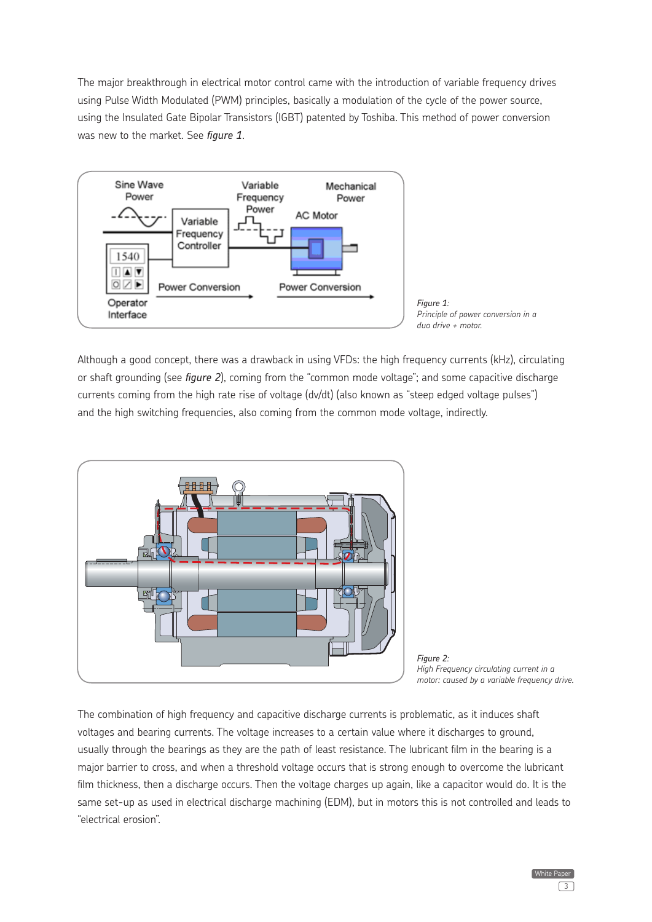The major breakthrough in electrical motor control came with the introduction of variable frequency drives using Pulse Width Modulated (PWM) principles, basically a modulation of the cycle of the power source, using the Insulated Gate Bipolar Transistors (IGBT) patented by Toshiba. This method of power conversion was new to the market. See *figure 1*.

Sine Wave Power

Variable Frequency Controller

Variable Frequency Power

Mechanical Power

AC Motor

1540

Operator Interface

Power Conversion

Power Conversion

*Figure 1: Principle of power conversion in a duo drive + motor.*

Although a good concept, there was a drawback in using VFDs: the high frequency currents (kHz), circulating or shaft grounding (see *figure 2*), coming from the "common mode voltage"; and some capacitive discharge currents coming from the high rate rise of voltage (dv/dt) (also known as "steep edged voltage pulses") and the high switching frequencies, also coming from the common mode voltage, indirectly.

*Figure 2: High Frequency circulating current in a motor: caused by a variable frequency drive.*

The combination of high frequency and capacitive discharge currents is problematic, as it induces shaft voltages and bearing currents. The voltage increases to a certain value where it discharges to ground, usually through the bearings as they are the path of least resistance. The lubricant film in the bearing is a major barrier to cross, and when a threshold voltage occurs that is strong enough to overcome the lubricant film thickness, then a discharge occurs. Then the voltage charges up again, like a capacitor would do. It is the same set-up as used in electrical discharge machining (EDM), but in motors this is not controlled and leads to "electrical erosion".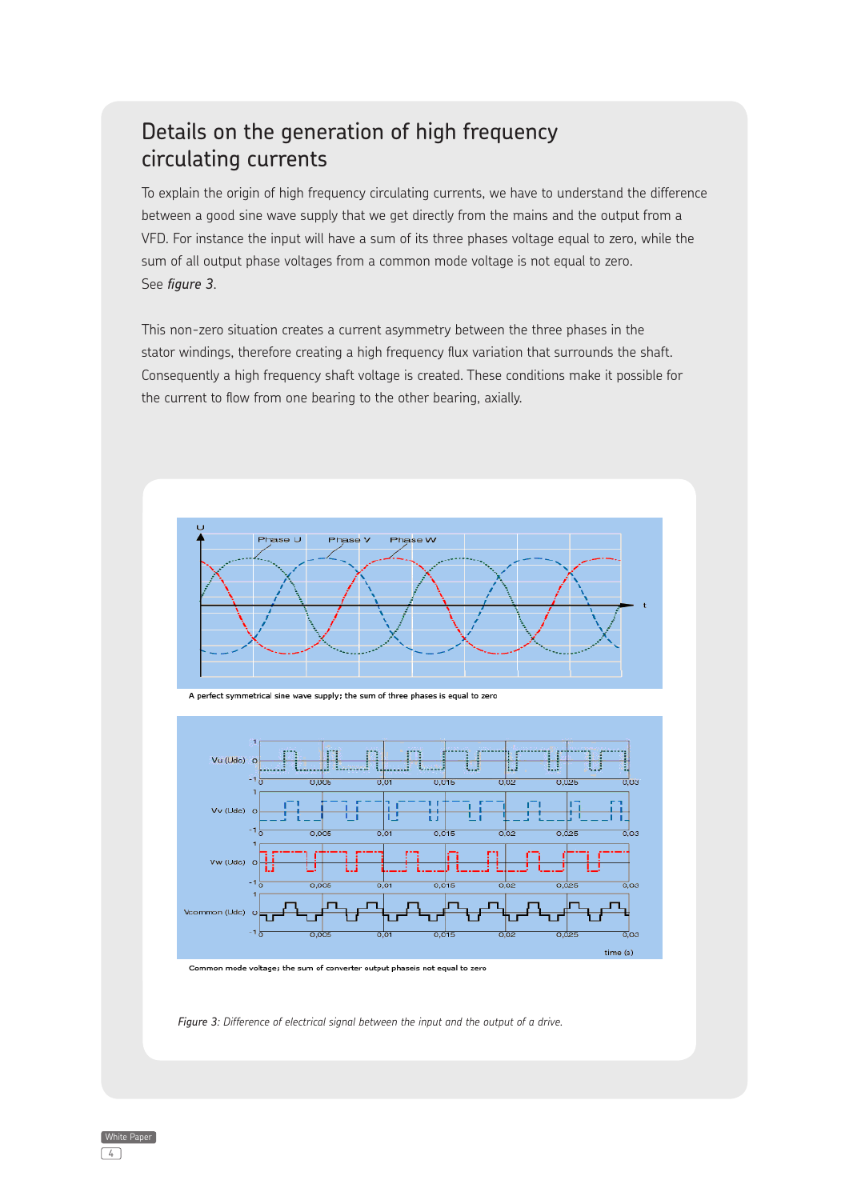## Details on the generation of high frequency circulating currents

To explain the origin of high frequency circulating currents, we have to understand the difference between a good sine wave supply that we get directly from the mains and the output from a VFD. For instance the input will have a sum of its three phases voltage equal to zero, while the sum of all output phase voltages from a common mode voltage is not equal to zero. See *figure 3*.

This non-zero situation creates a current asymmetry between the three phases in the stator windings, therefore creating a high frequency flux variation that surrounds the shaft. Consequently a high frequency shaft voltage is created. These conditions make it possible for the current to flow from one bearing to the other bearing, axially.

A perfect symmetrical sine wave supply; the sum of three phases is equal to zero

Common mode voltage; the sum of converter output phaseis not equal to zero

*Figure 3: Difference of electrical signal between the input and the output of a drive.*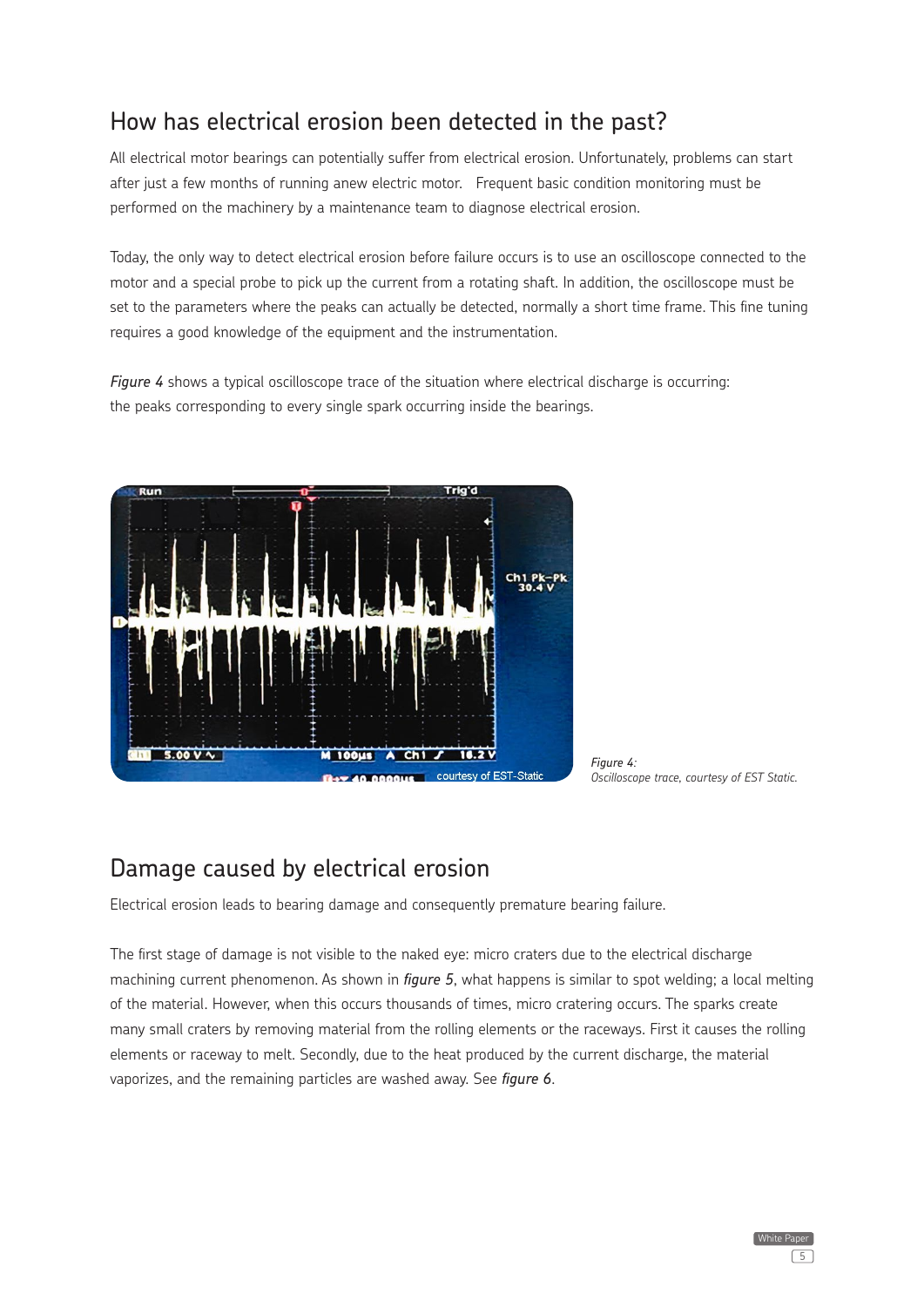## How has electrical erosion been detected in the past?

All electrical motor bearings can potentially suffer from electrical erosion. Unfortunately, problems can start after just a few months of running anew electric motor. Frequent basic condition monitoring must be performed on the machinery by a maintenance team to diagnose electrical erosion.

Today, the only way to detect electrical erosion before failure occurs is to use an oscilloscope connected to the motor and a special probe to pick up the current from a rotating shaft. In addition, the oscilloscope must be set to the parameters where the peaks can actually be detected, normally a short time frame. This fine tuning requires a good knowledge of the equipment and the instrumentation.

*Figure 4* shows a typical oscilloscope trace of the situation where electrical discharge is occurring: the peaks corresponding to every single spark occurring inside the bearings.

*Figure 4:*
*Oscilloscope trace, courtesy of EST Static.*

## Damage caused by electrical erosion

Electrical erosion leads to bearing damage and consequently premature bearing failure.

The first stage of damage is not visible to the naked eye: micro craters due to the electrical discharge machining current phenomenon. As shown in *figure 5*, what happens is similar to spot welding; a local melting of the material. However, when this occurs thousands of times, micro cratering occurs. The sparks create many small craters by removing material from the rolling elements or the raceways. First it causes the rolling elements or raceway to melt. Secondly, due to the heat produced by the current discharge, the material vaporizes, and the remaining particles are washed away. See *figure 6*.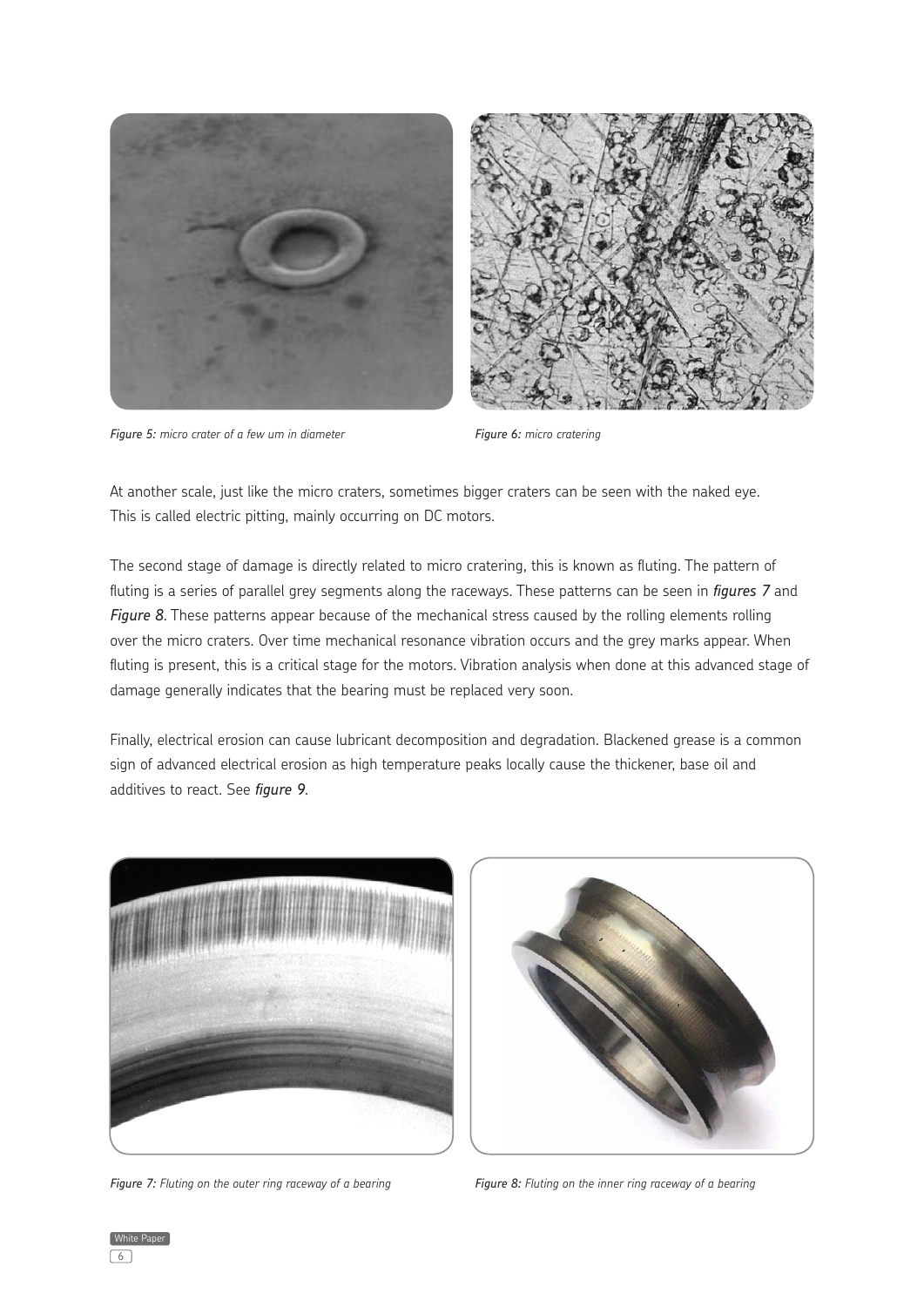*Figure 5:* *micro crater of a few um in diameter*

*Figure 6:* *micro cratering*

At another scale, just like the micro craters, sometimes bigger craters can be seen with the naked eye. This is called electric pitting, mainly occurring on DC motors.

The second stage of damage is directly related to micro cratering, this is known as fluting. The pattern of fluting is a series of parallel grey segments along the raceways. These patterns can be seen in ***figures 7*** and ***Figure 8***. These patterns appear because of the mechanical stress caused by the rolling elements rolling over the micro craters. Over time mechanical resonance vibration occurs and the grey marks appear. When fluting is present, this is a critical stage for the motors. Vibration analysis when done at this advanced stage of damage generally indicates that the bearing must be replaced very soon.

Finally, electrical erosion can cause lubricant decomposition and degradation. Blackened grease is a common sign of advanced electrical erosion as high temperature peaks locally cause the thickener, base oil and additives to react. See ***figure 9***.

*Figure 7:* *Fluting on the outer ring raceway of a bearing*

*Figure 8:* *Fluting on the inner ring raceway of a bearing*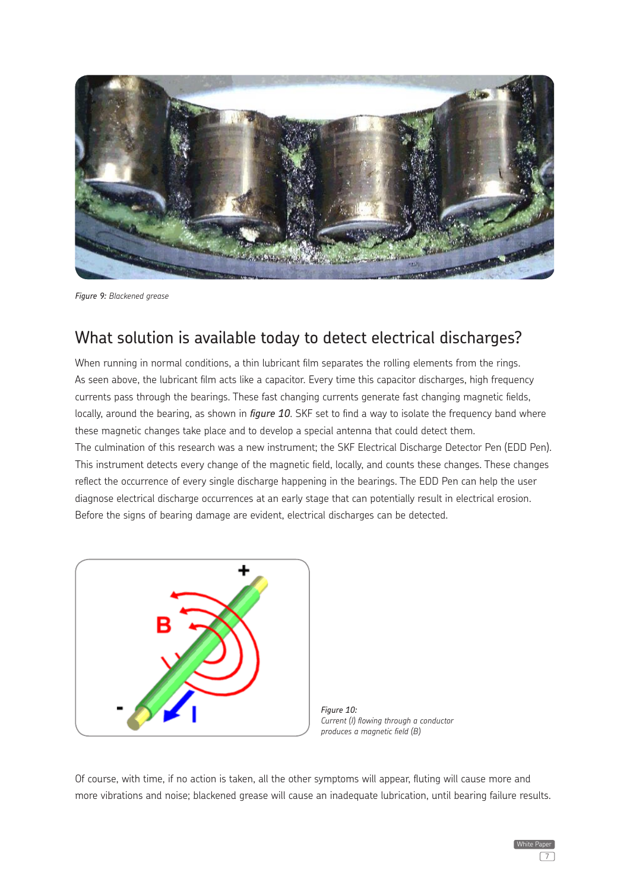*Figure 9:* *Blackened grease*

## What solution is available today to detect electrical discharges?

When running in normal conditions, a thin lubricant film separates the rolling elements from the rings. As seen above, the lubricant film acts like a capacitor. Every time this capacitor discharges, high frequency currents pass through the bearings. These fast changing currents generate fast changing magnetic fields, locally, around the bearing, as shown in ***figure 10***. SKF set to find a way to isolate the frequency band where these magnetic changes take place and to develop a special antenna that could detect them.

The culmination of this research was a new instrument; the SKF Electrical Discharge Detector Pen (EDD Pen). This instrument detects every change of the magnetic field, locally, and counts these changes. These changes reflect the occurrence of every single discharge happening in the bearings. The EDD Pen can help the user diagnose electrical discharge occurrences at an early stage that can potentially result in electrical erosion. Before the signs of bearing damage are evident, electrical discharges can be detected.

*Figure 10:*
*Current (I) flowing through a conductor produces a magnetic field (B)*

Of course, with time, if no action is taken, all the other symptoms will appear, fluting will cause more and more vibrations and noise; blackened grease will cause an inadequate lubrication, until bearing failure results.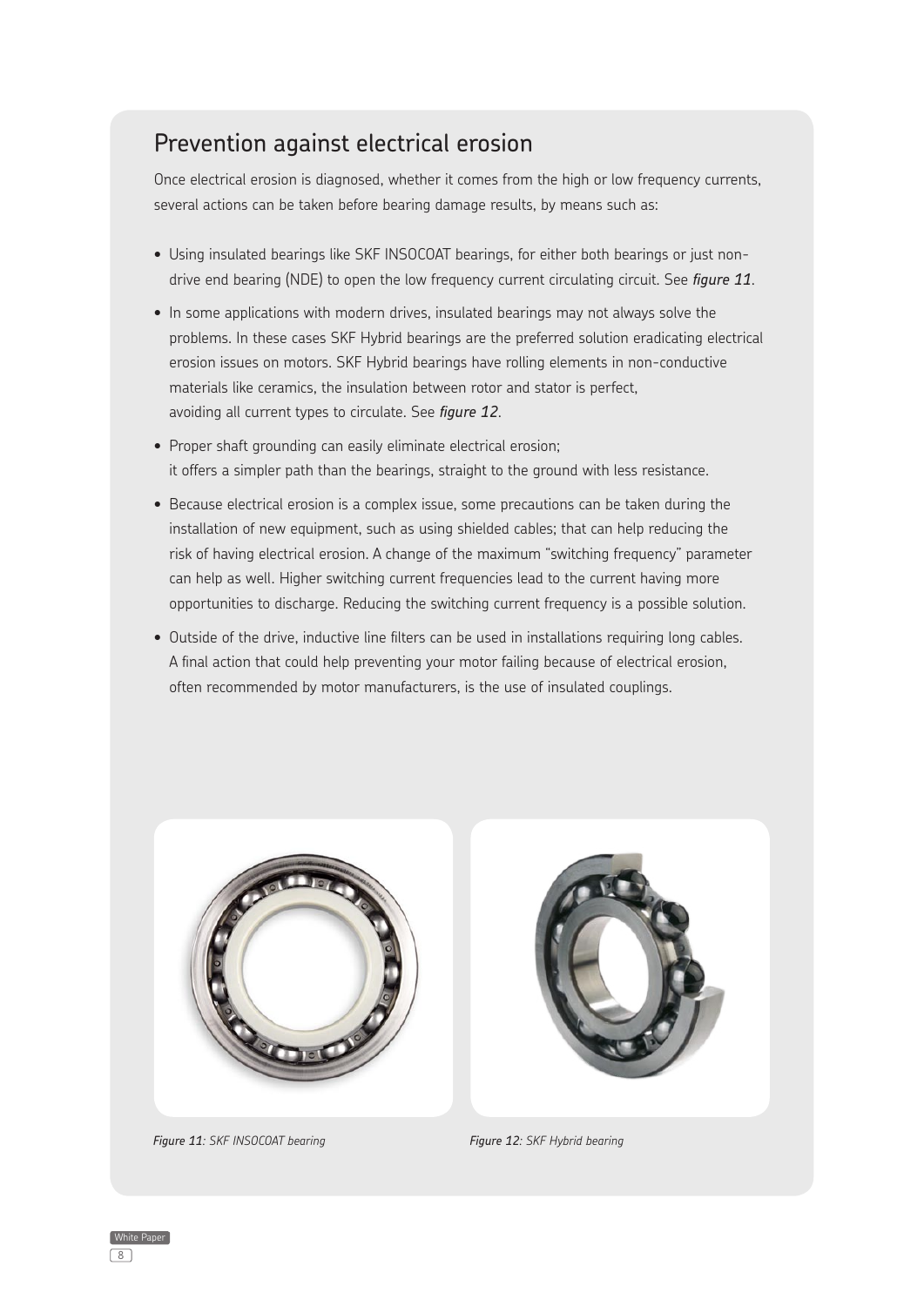## Prevention against electrical erosion

Once electrical erosion is diagnosed, whether it comes from the high or low frequency currents, several actions can be taken before bearing damage results, by means such as:

- Using insulated bearings like SKF INSOCOAT bearings, for either both bearings or just non-drive end bearing (NDE) to open the low frequency current circulating circuit. See ***figure 11***.
- In some applications with modern drives, insulated bearings may not always solve the problems. In these cases SKF Hybrid bearings are the preferred solution eradicating electrical erosion issues on motors. SKF Hybrid bearings have rolling elements in non-conductive materials like ceramics, the insulation between rotor and stator is perfect, avoiding all current types to circulate. See ***figure 12***.
- Proper shaft grounding can easily eliminate electrical erosion; it offers a simpler path than the bearings, straight to the ground with less resistance.
- Because electrical erosion is a complex issue, some precautions can be taken during the installation of new equipment, such as using shielded cables; that can help reducing the risk of having electrical erosion. A change of the maximum "switching frequency" parameter can help as well. Higher switching current frequencies lead to the current having more opportunities to discharge. Reducing the switching current frequency is a possible solution.
- Outside of the drive, inductive line filters can be used in installations requiring long cables. A final action that could help preventing your motor failing because of electrical erosion, often recommended by motor manufacturers, is the use of insulated couplings.

***Figure 11****: SKF INSOCOAT bearing*

***Figure 12****: SKF Hybrid bearing*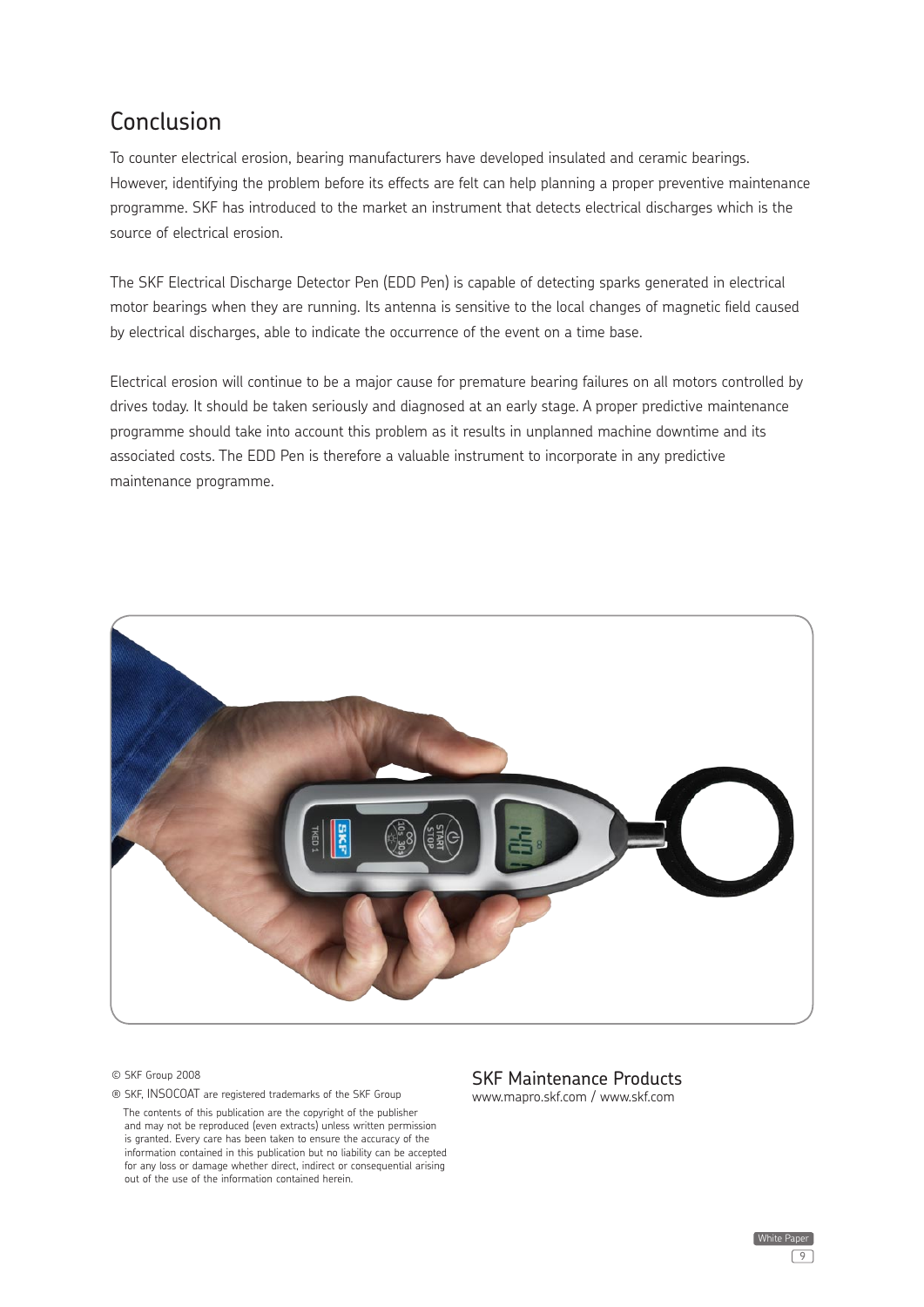# Conclusion

To counter electrical erosion, bearing manufacturers have developed insulated and ceramic bearings. However, identifying the problem before its effects are felt can help planning a proper preventive maintenance programme. SKF has introduced to the market an instrument that detects electrical discharges which is the source of electrical erosion.

The SKF Electrical Discharge Detector Pen (EDD Pen) is capable of detecting sparks generated in electrical motor bearings when they are running. Its antenna is sensitive to the local changes of magnetic field caused by electrical discharges, able to indicate the occurrence of the event on a time base.

Electrical erosion will continue to be a major cause for premature bearing failures on all motors controlled by drives today. It should be taken seriously and diagnosed at an early stage. A proper predictive maintenance programme should take into account this problem as it results in unplanned machine downtime and its associated costs. The EDD Pen is therefore a valuable instrument to incorporate in any predictive maintenance programme.

© SKF Group 2008

® SKF, INSOCOAT are registered trademarks of the SKF Group

The contents of this publication are the copyright of the publisher and may not be reproduced (even extracts) unless written permission is granted. Every care has been taken to ensure the accuracy of the information contained in this publication but no liability can be accepted for any loss or damage whether direct, indirect or consequential arising out of the use of the information contained herein.

SKF Maintenance Products
www.mapro.skf.com / www.skf.com